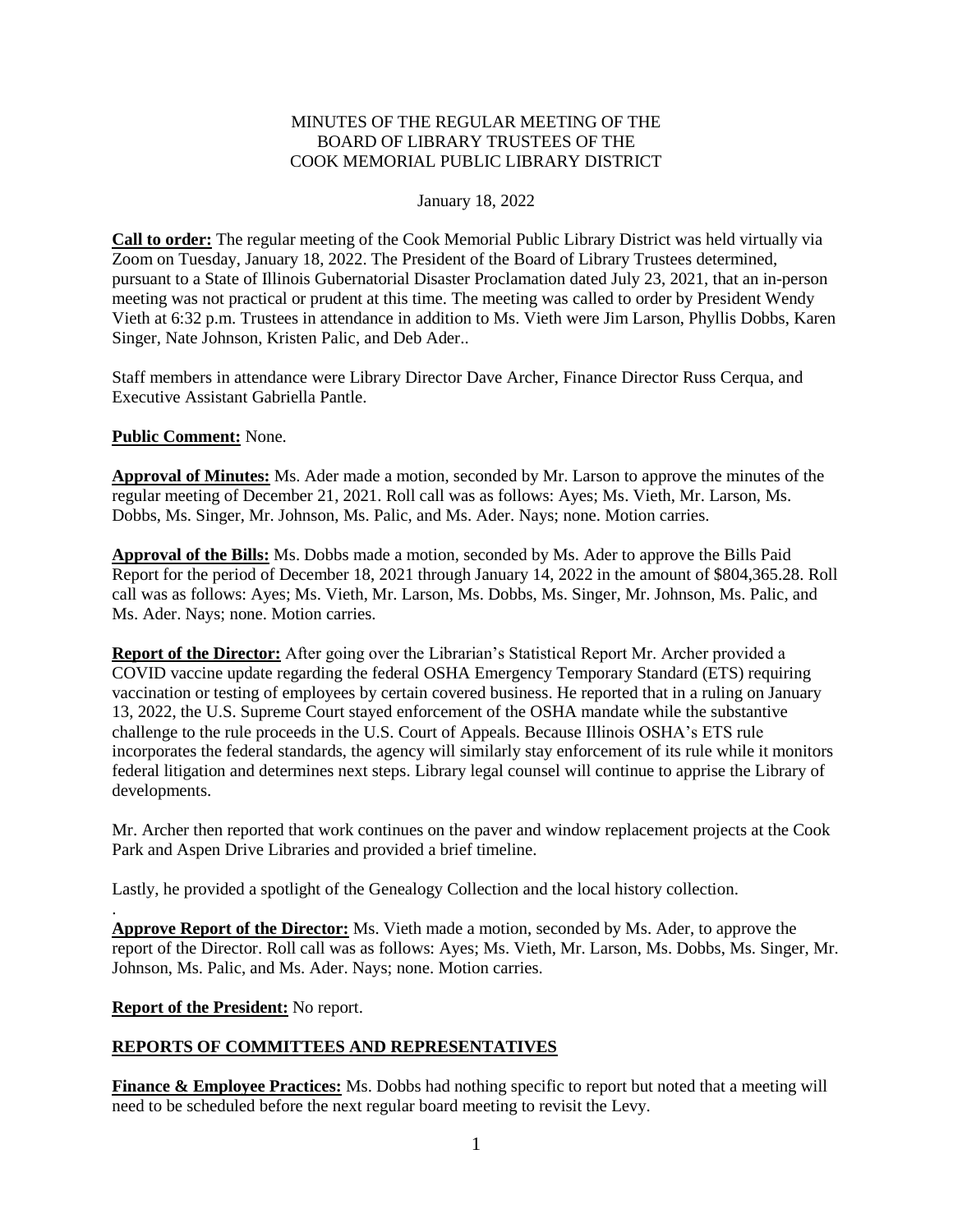MINUTES OF THE REGULAR MEETING OF THE
BOARD OF LIBRARY TRUSTEES OF THE
COOK MEMORIAL PUBLIC LIBRARY DISTRICT

January 18, 2022

**Call to order:** The regular meeting of the Cook Memorial Public Library District was held virtually via Zoom on Tuesday, January 18, 2022. The President of the Board of Library Trustees determined, pursuant to a State of Illinois Gubernatorial Disaster Proclamation dated July 23, 2021, that an in-person meeting was not practical or prudent at this time. The meeting was called to order by President Wendy Vieth at 6:32 p.m. Trustees in attendance in addition to Ms. Vieth were Jim Larson, Phyllis Dobbs, Karen Singer, Nate Johnson, Kristen Palic, and Deb Ader..

Staff members in attendance were Library Director Dave Archer, Finance Director Russ Cerqua, and Executive Assistant Gabriella Pantle.

**Public Comment:** None.

**Approval of Minutes:** Ms. Ader made a motion, seconded by Mr. Larson to approve the minutes of the regular meeting of December 21, 2021. Roll call was as follows: Ayes; Ms. Vieth, Mr. Larson, Ms. Dobbs, Ms. Singer, Mr. Johnson, Ms. Palic, and Ms. Ader. Nays; none. Motion carries.

**Approval of the Bills:** Ms. Dobbs made a motion, seconded by Ms. Ader to approve the Bills Paid Report for the period of December 18, 2021 through January 14, 2022 in the amount of $804,365.28. Roll call was as follows: Ayes; Ms. Vieth, Mr. Larson, Ms. Dobbs, Ms. Singer, Mr. Johnson, Ms. Palic, and Ms. Ader. Nays; none. Motion carries.

**Report of the Director:** After going over the Librarian's Statistical Report Mr. Archer provided a COVID vaccine update regarding the federal OSHA Emergency Temporary Standard (ETS) requiring vaccination or testing of employees by certain covered business. He reported that in a ruling on January 13, 2022, the U.S. Supreme Court stayed enforcement of the OSHA mandate while the substantive challenge to the rule proceeds in the U.S. Court of Appeals. Because Illinois OSHA's ETS rule incorporates the federal standards, the agency will similarly stay enforcement of its rule while it monitors federal litigation and determines next steps. Library legal counsel will continue to apprise the Library of developments.

Mr. Archer then reported that work continues on the paver and window replacement projects at the Cook Park and Aspen Drive Libraries and provided a brief timeline.

Lastly, he provided a spotlight of the Genealogy Collection and the local history collection.

.

**Approve Report of the Director:** Ms. Vieth made a motion, seconded by Ms. Ader, to approve the report of the Director. Roll call was as follows: Ayes; Ms. Vieth, Mr. Larson, Ms. Dobbs, Ms. Singer, Mr. Johnson, Ms. Palic, and Ms. Ader. Nays; none. Motion carries.

**Report of the President:** No report.

## REPORTS OF COMMITTEES AND REPRESENTATIVES

**Finance & Employee Practices:** Ms. Dobbs had nothing specific to report but noted that a meeting will need to be scheduled before the next regular board meeting to revisit the Levy.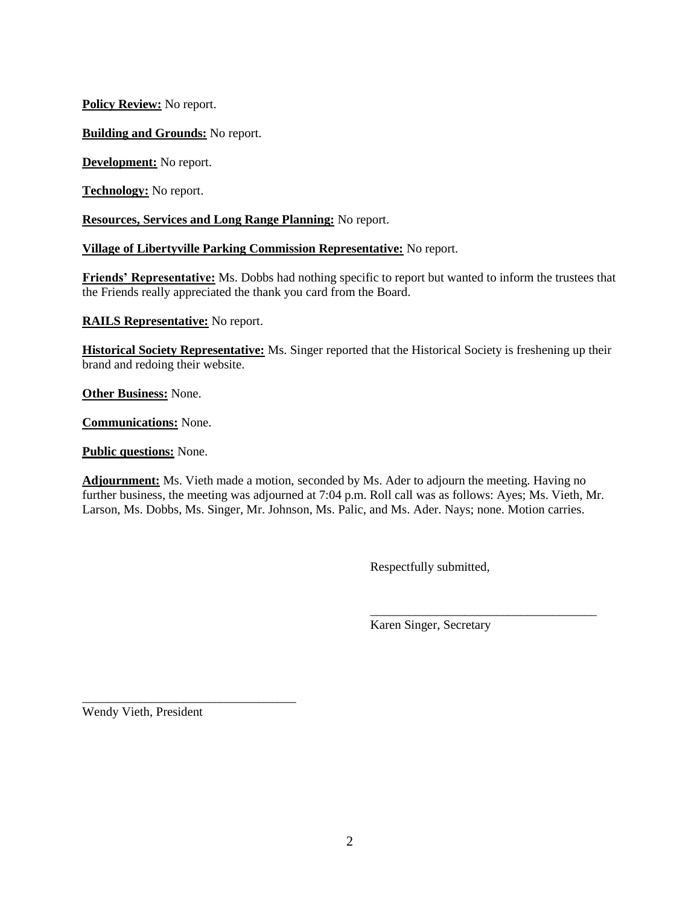**Policy Review:** No report.

**Building and Grounds:** No report.

**Development:** No report.

**Technology:** No report.

**Resources, Services and Long Range Planning:** No report.

**Village of Libertyville Parking Commission Representative:** No report.

**Friends' Representative:** Ms. Dobbs had nothing specific to report but wanted to inform the trustees that the Friends really appreciated the thank you card from the Board.

**RAILS Representative:** No report.

**Historical Society Representative:** Ms. Singer reported that the Historical Society is freshening up their brand and redoing their website.

**Other Business:** None.

**Communications:** None.

**Public questions:** None.

**Adjournment:** Ms. Vieth made a motion, seconded by Ms. Ader to adjourn the meeting. Having no further business, the meeting was adjourned at 7:04 p.m. Roll call was as follows: Ayes; Ms. Vieth, Mr. Larson, Ms. Dobbs, Ms. Singer, Mr. Johnson, Ms. Palic, and Ms. Ader. Nays; none. Motion carries.

Respectfully submitted,

\_\_\_\_\_\_\_\_\_\_\_\_\_\_\_\_\_\_\_\_\_\_\_\_\_\_\_\_\_\_\_\_\_\_\_\_
Karen Singer, Secretary

\_\_\_\_\_\_\_\_\_\_\_\_\_\_\_\_\_\_\_\_\_\_\_\_\_\_\_\_\_\_\_\_\_\_
Wendy Vieth, President